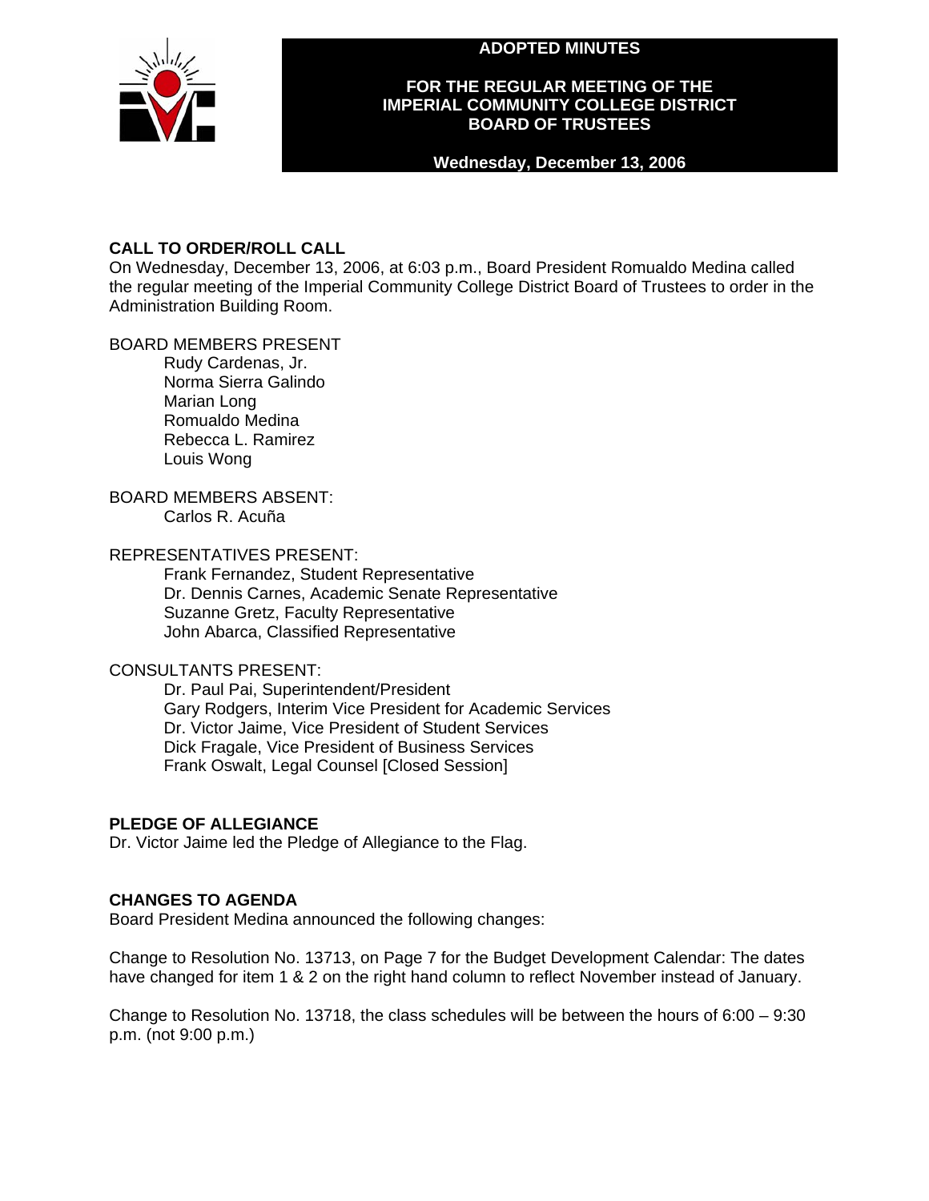# ADOPTED MINUTES

## FOR THE REGULAR MEETING OF THE IMPERIAL COMMUNITY COLLEGE DISTRICT BOARD OF TRUSTEES

**Wednesday, December 13, 2006**

### CALL TO ORDER/ROLL CALL

On Wednesday, December 13, 2006, at 6:03 p.m., Board President Romualdo Medina called the regular meeting of the Imperial Community College District Board of Trustees to order in the Administration Building Room.

BOARD MEMBERS PRESENT

- Rudy Cardenas, Jr.
- Norma Sierra Galindo
- Marian Long
- Romualdo Medina
- Rebecca L. Ramirez
- Louis Wong

BOARD MEMBERS ABSENT:

- Carlos R. Acuña

REPRESENTATIVES PRESENT:

- Frank Fernandez, Student Representative
- Dr. Dennis Carnes, Academic Senate Representative
- Suzanne Gretz, Faculty Representative
- John Abarca, Classified Representative

CONSULTANTS PRESENT:

- Dr. Paul Pai, Superintendent/President
- Gary Rodgers, Interim Vice President for Academic Services
- Dr. Victor Jaime, Vice President of Student Services
- Dick Fragale, Vice President of Business Services
- Frank Oswalt, Legal Counsel [Closed Session]

### PLEDGE OF ALLEGIANCE

Dr. Victor Jaime led the Pledge of Allegiance to the Flag.

### CHANGES TO AGENDA

Board President Medina announced the following changes:

Change to Resolution No. 13713, on Page 7 for the Budget Development Calendar: The dates have changed for item 1 & 2 on the right hand column to reflect November instead of January.

Change to Resolution No. 13718, the class schedules will be between the hours of 6:00 – 9:30 p.m. (not 9:00 p.m.)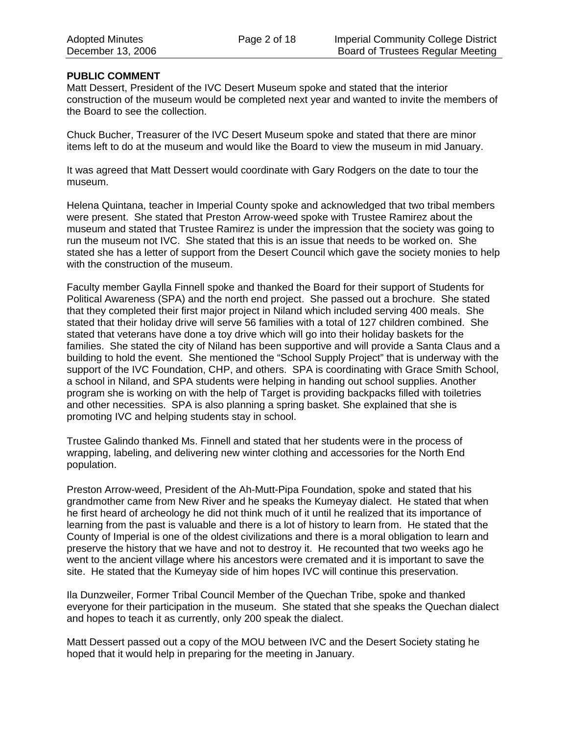## PUBLIC COMMENT

Matt Dessert, President of the IVC Desert Museum spoke and stated that the interior construction of the museum would be completed next year and wanted to invite the members of the Board to see the collection.

Chuck Bucher, Treasurer of the IVC Desert Museum spoke and stated that there are minor items left to do at the museum and would like the Board to view the museum in mid January.

It was agreed that Matt Dessert would coordinate with Gary Rodgers on the date to tour the museum.

Helena Quintana, teacher in Imperial County spoke and acknowledged that two tribal members were present. She stated that Preston Arrow-weed spoke with Trustee Ramirez about the museum and stated that Trustee Ramirez is under the impression that the society was going to run the museum not IVC. She stated that this is an issue that needs to be worked on. She stated she has a letter of support from the Desert Council which gave the society monies to help with the construction of the museum.

Faculty member Gaylla Finnell spoke and thanked the Board for their support of Students for Political Awareness (SPA) and the north end project. She passed out a brochure. She stated that they completed their first major project in Niland which included serving 400 meals. She stated that their holiday drive will serve 56 families with a total of 127 children combined. She stated that veterans have done a toy drive which will go into their holiday baskets for the families. She stated the city of Niland has been supportive and will provide a Santa Claus and a building to hold the event. She mentioned the "School Supply Project" that is underway with the support of the IVC Foundation, CHP, and others. SPA is coordinating with Grace Smith School, a school in Niland, and SPA students were helping in handing out school supplies. Another program she is working on with the help of Target is providing backpacks filled with toiletries and other necessities. SPA is also planning a spring basket. She explained that she is promoting IVC and helping students stay in school.

Trustee Galindo thanked Ms. Finnell and stated that her students were in the process of wrapping, labeling, and delivering new winter clothing and accessories for the North End population.

Preston Arrow-weed, President of the Ah-Mutt-Pipa Foundation, spoke and stated that his grandmother came from New River and he speaks the Kumeyay dialect. He stated that when he first heard of archeology he did not think much of it until he realized that its importance of learning from the past is valuable and there is a lot of history to learn from. He stated that the County of Imperial is one of the oldest civilizations and there is a moral obligation to learn and preserve the history that we have and not to destroy it. He recounted that two weeks ago he went to the ancient village where his ancestors were cremated and it is important to save the site. He stated that the Kumeyay side of him hopes IVC will continue this preservation.

Ila Dunzweiler, Former Tribal Council Member of the Quechan Tribe, spoke and thanked everyone for their participation in the museum. She stated that she speaks the Quechan dialect and hopes to teach it as currently, only 200 speak the dialect.

Matt Dessert passed out a copy of the MOU between IVC and the Desert Society stating he hoped that it would help in preparing for the meeting in January.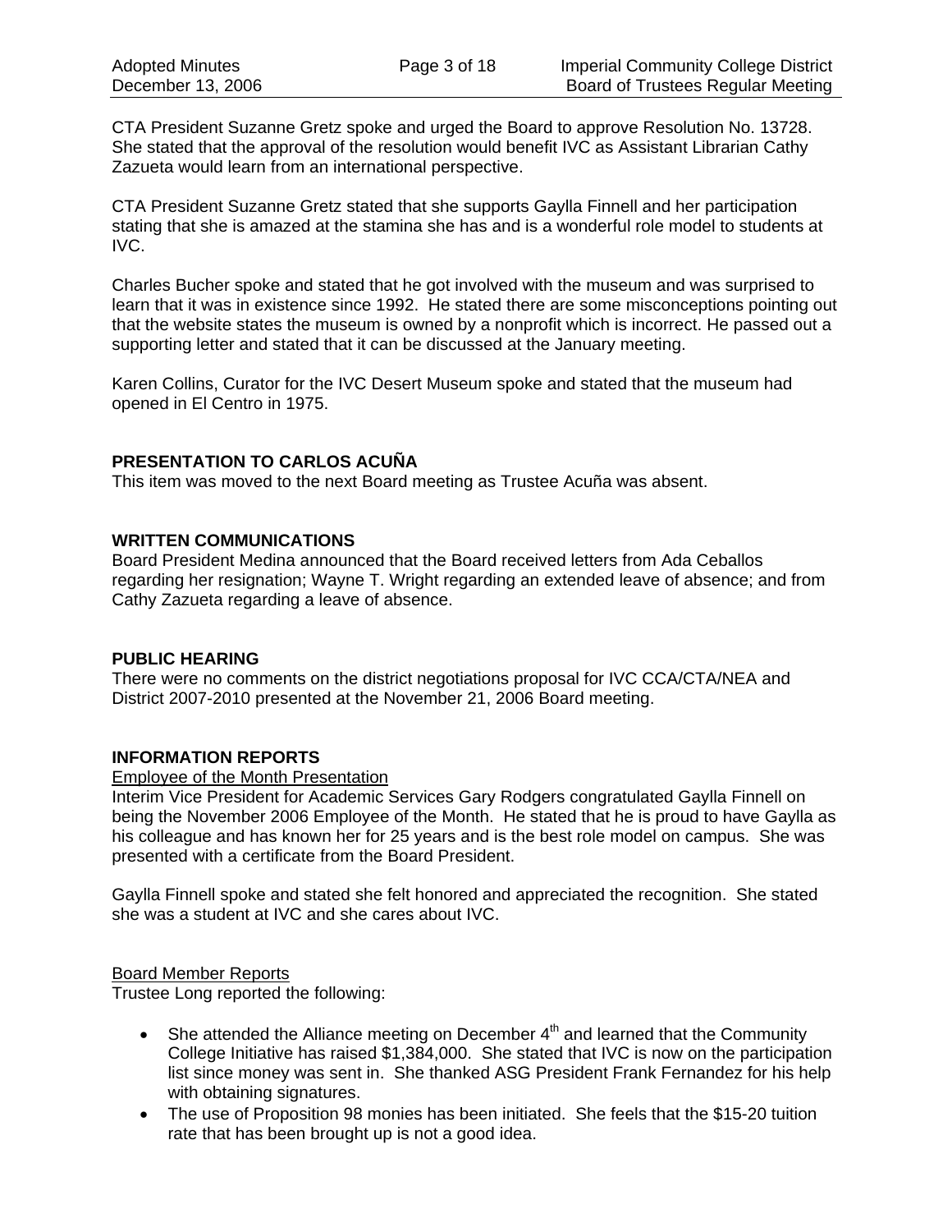CTA President Suzanne Gretz spoke and urged the Board to approve Resolution No. 13728. She stated that the approval of the resolution would benefit IVC as Assistant Librarian Cathy Zazueta would learn from an international perspective.

CTA President Suzanne Gretz stated that she supports Gaylla Finnell and her participation stating that she is amazed at the stamina she has and is a wonderful role model to students at IVC.

Charles Bucher spoke and stated that he got involved with the museum and was surprised to learn that it was in existence since 1992. He stated there are some misconceptions pointing out that the website states the museum is owned by a nonprofit which is incorrect. He passed out a supporting letter and stated that it can be discussed at the January meeting.

Karen Collins, Curator for the IVC Desert Museum spoke and stated that the museum had opened in El Centro in 1975.

## PRESENTATION TO CARLOS ACUÑA

This item was moved to the next Board meeting as Trustee Acuña was absent.

## WRITTEN COMMUNICATIONS

Board President Medina announced that the Board received letters from Ada Ceballos regarding her resignation; Wayne T. Wright regarding an extended leave of absence; and from Cathy Zazueta regarding a leave of absence.

## PUBLIC HEARING

There were no comments on the district negotiations proposal for IVC CCA/CTA/NEA and District 2007-2010 presented at the November 21, 2006 Board meeting.

## INFORMATION REPORTS

Employee of the Month Presentation

Interim Vice President for Academic Services Gary Rodgers congratulated Gaylla Finnell on being the November 2006 Employee of the Month. He stated that he is proud to have Gaylla as his colleague and has known her for 25 years and is the best role model on campus. She was presented with a certificate from the Board President.

Gaylla Finnell spoke and stated she felt honored and appreciated the recognition. She stated she was a student at IVC and she cares about IVC.

Board Member Reports

Trustee Long reported the following:

- She attended the Alliance meeting on December 4th and learned that the Community College Initiative has raised $1,384,000. She stated that IVC is now on the participation list since money was sent in. She thanked ASG President Frank Fernandez for his help with obtaining signatures.
- The use of Proposition 98 monies has been initiated. She feels that the $15-20 tuition rate that has been brought up is not a good idea.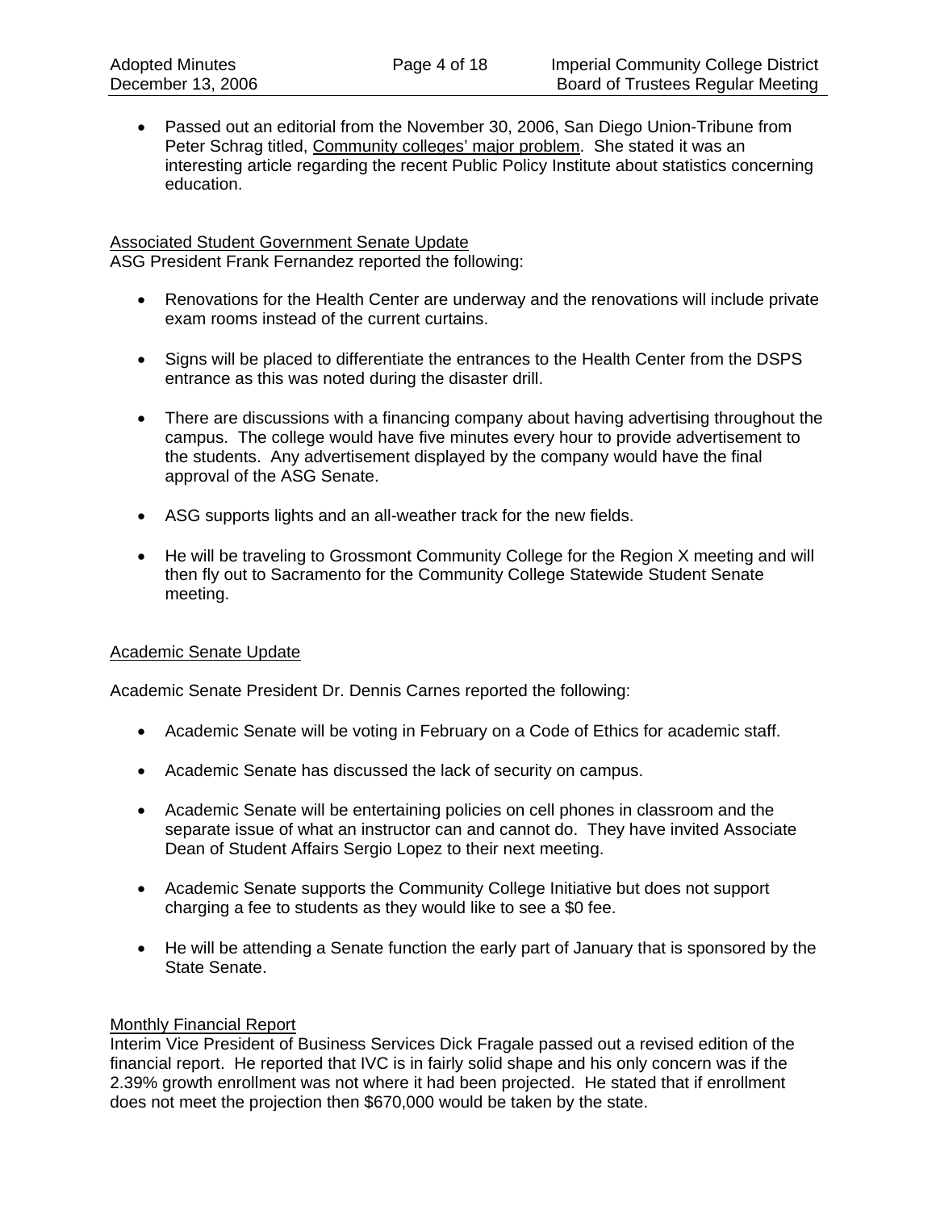- Passed out an editorial from the November 30, 2006, San Diego Union-Tribune from Peter Schrag titled, Community colleges' major problem. She stated it was an interesting article regarding the recent Public Policy Institute about statistics concerning education.

## Associated Student Government Senate Update

ASG President Frank Fernandez reported the following:

- Renovations for the Health Center are underway and the renovations will include private exam rooms instead of the current curtains.
- Signs will be placed to differentiate the entrances to the Health Center from the DSPS entrance as this was noted during the disaster drill.
- There are discussions with a financing company about having advertising throughout the campus. The college would have five minutes every hour to provide advertisement to the students. Any advertisement displayed by the company would have the final approval of the ASG Senate.
- ASG supports lights and an all-weather track for the new fields.
- He will be traveling to Grossmont Community College for the Region X meeting and will then fly out to Sacramento for the Community College Statewide Student Senate meeting.

## Academic Senate Update

Academic Senate President Dr. Dennis Carnes reported the following:

- Academic Senate will be voting in February on a Code of Ethics for academic staff.
- Academic Senate has discussed the lack of security on campus.
- Academic Senate will be entertaining policies on cell phones in classroom and the separate issue of what an instructor can and cannot do. They have invited Associate Dean of Student Affairs Sergio Lopez to their next meeting.
- Academic Senate supports the Community College Initiative but does not support charging a fee to students as they would like to see a $0 fee.
- He will be attending a Senate function the early part of January that is sponsored by the State Senate.

## Monthly Financial Report

Interim Vice President of Business Services Dick Fragale passed out a revised edition of the financial report. He reported that IVC is in fairly solid shape and his only concern was if the 2.39% growth enrollment was not where it had been projected. He stated that if enrollment does not meet the projection then $670,000 would be taken by the state.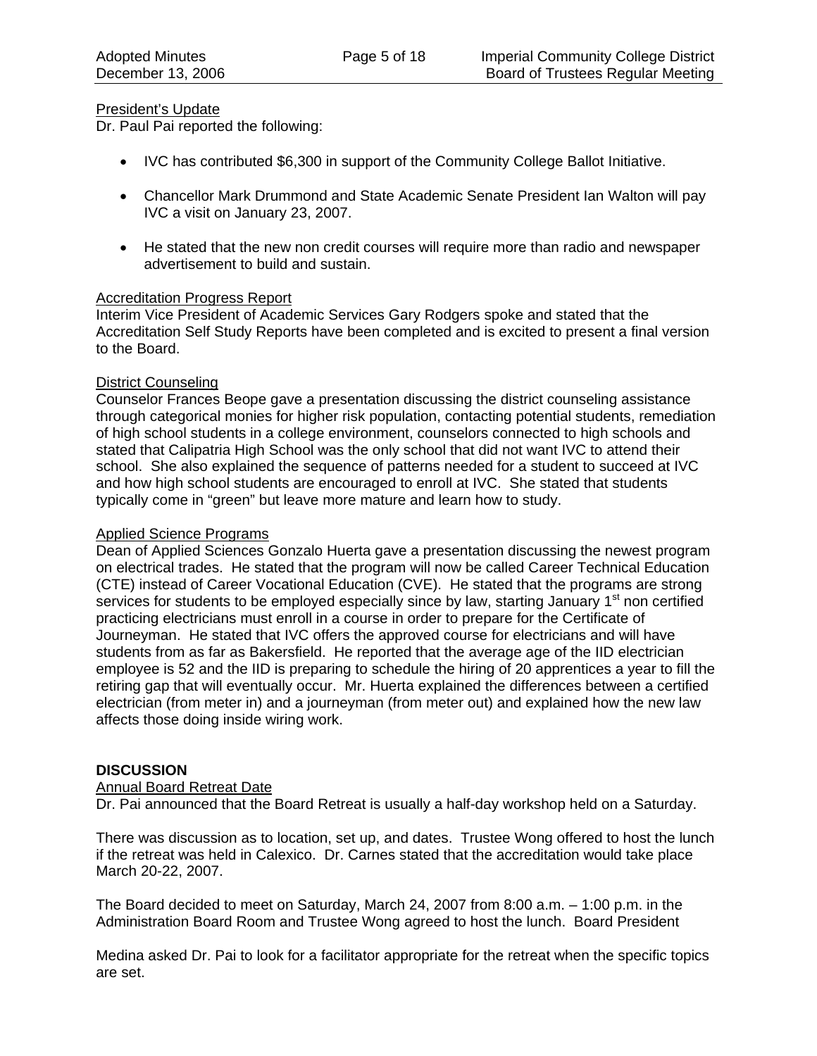President's Update

Dr. Paul Pai reported the following:

- IVC has contributed $6,300 in support of the Community College Ballot Initiative.
- Chancellor Mark Drummond and State Academic Senate President Ian Walton will pay IVC a visit on January 23, 2007.
- He stated that the new non credit courses will require more than radio and newspaper advertisement to build and sustain.

Accreditation Progress Report

Interim Vice President of Academic Services Gary Rodgers spoke and stated that the Accreditation Self Study Reports have been completed and is excited to present a final version to the Board.

District Counseling

Counselor Frances Beope gave a presentation discussing the district counseling assistance through categorical monies for higher risk population, contacting potential students, remediation of high school students in a college environment, counselors connected to high schools and stated that Calipatria High School was the only school that did not want IVC to attend their school. She also explained the sequence of patterns needed for a student to succeed at IVC and how high school students are encouraged to enroll at IVC. She stated that students typically come in "green" but leave more mature and learn how to study.

Applied Science Programs

Dean of Applied Sciences Gonzalo Huerta gave a presentation discussing the newest program on electrical trades. He stated that the program will now be called Career Technical Education (CTE) instead of Career Vocational Education (CVE). He stated that the programs are strong services for students to be employed especially since by law, starting January 1st non certified practicing electricians must enroll in a course in order to prepare for the Certificate of Journeyman. He stated that IVC offers the approved course for electricians and will have students from as far as Bakersfield. He reported that the average age of the IID electrician employee is 52 and the IID is preparing to schedule the hiring of 20 apprentices a year to fill the retiring gap that will eventually occur. Mr. Huerta explained the differences between a certified electrician (from meter in) and a journeyman (from meter out) and explained how the new law affects those doing inside wiring work.

**DISCUSSION**

Annual Board Retreat Date

Dr. Pai announced that the Board Retreat is usually a half-day workshop held on a Saturday.

There was discussion as to location, set up, and dates. Trustee Wong offered to host the lunch if the retreat was held in Calexico. Dr. Carnes stated that the accreditation would take place March 20-22, 2007.

The Board decided to meet on Saturday, March 24, 2007 from 8:00 a.m. – 1:00 p.m. in the Administration Board Room and Trustee Wong agreed to host the lunch. Board President Medina asked Dr. Pai to look for a facilitator appropriate for the retreat when the specific topics are set.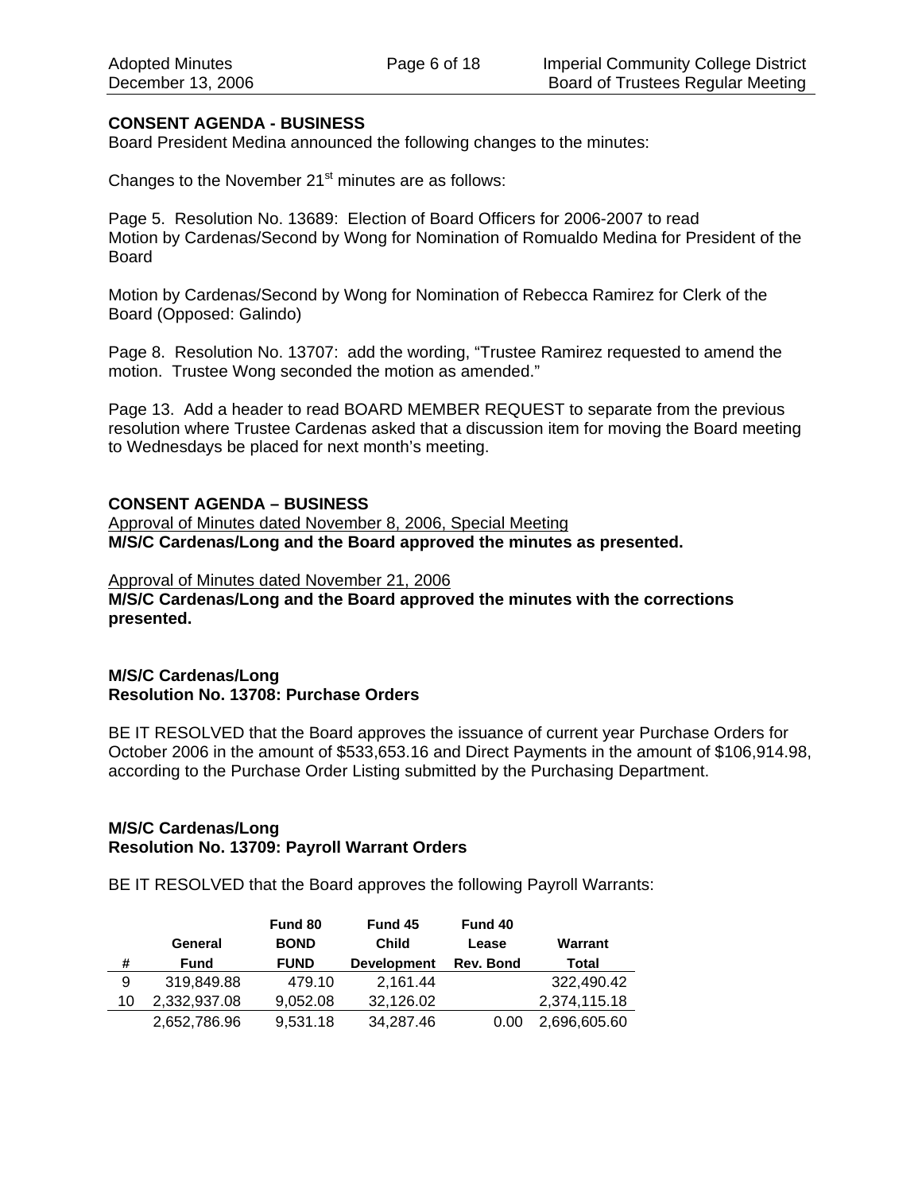**CONSENT AGENDA - BUSINESS**
Board President Medina announced the following changes to the minutes:

Changes to the November 21st minutes are as follows:

Page 5. Resolution No. 13689: Election of Board Officers for 2006-2007 to read
Motion by Cardenas/Second by Wong for Nomination of Romualdo Medina for President of the Board

Motion by Cardenas/Second by Wong for Nomination of Rebecca Ramirez for Clerk of the Board (Opposed: Galindo)

Page 8. Resolution No. 13707: add the wording, "Trustee Ramirez requested to amend the motion. Trustee Wong seconded the motion as amended."

Page 13. Add a header to read BOARD MEMBER REQUEST to separate from the previous resolution where Trustee Cardenas asked that a discussion item for moving the Board meeting to Wednesdays be placed for next month's meeting.

**CONSENT AGENDA – BUSINESS**

Approval of Minutes dated November 8, 2006, Special Meeting

**M/S/C Cardenas/Long and the Board approved the minutes as presented.**

Approval of Minutes dated November 21, 2006

**M/S/C Cardenas/Long and the Board approved the minutes with the corrections presented.**

**M/S/C Cardenas/Long**
**Resolution No. 13708: Purchase Orders**

BE IT RESOLVED that the Board approves the issuance of current year Purchase Orders for October 2006 in the amount of $533,653.16 and Direct Payments in the amount of $106,914.98, according to the Purchase Order Listing submitted by the Purchasing Department.

**M/S/C Cardenas/Long**
**Resolution No. 13709: Payroll Warrant Orders**

BE IT RESOLVED that the Board approves the following Payroll Warrants:

| # | General Fund | Fund 80 BOND FUND | Fund 45 Child Development | Fund 40 Lease Rev. Bond | Warrant Total |
|---|---|---|---|---|---|
| 9 | 319,849.88 | 479.10 | 2,161.44 | | 322,490.42 |
| 10 | 2,332,937.08 | 9,052.08 | 32,126.02 | | 2,374,115.18 |
| | 2,652,786.96 | 9,531.18 | 34,287.46 | 0.00 | 2,696,605.60 |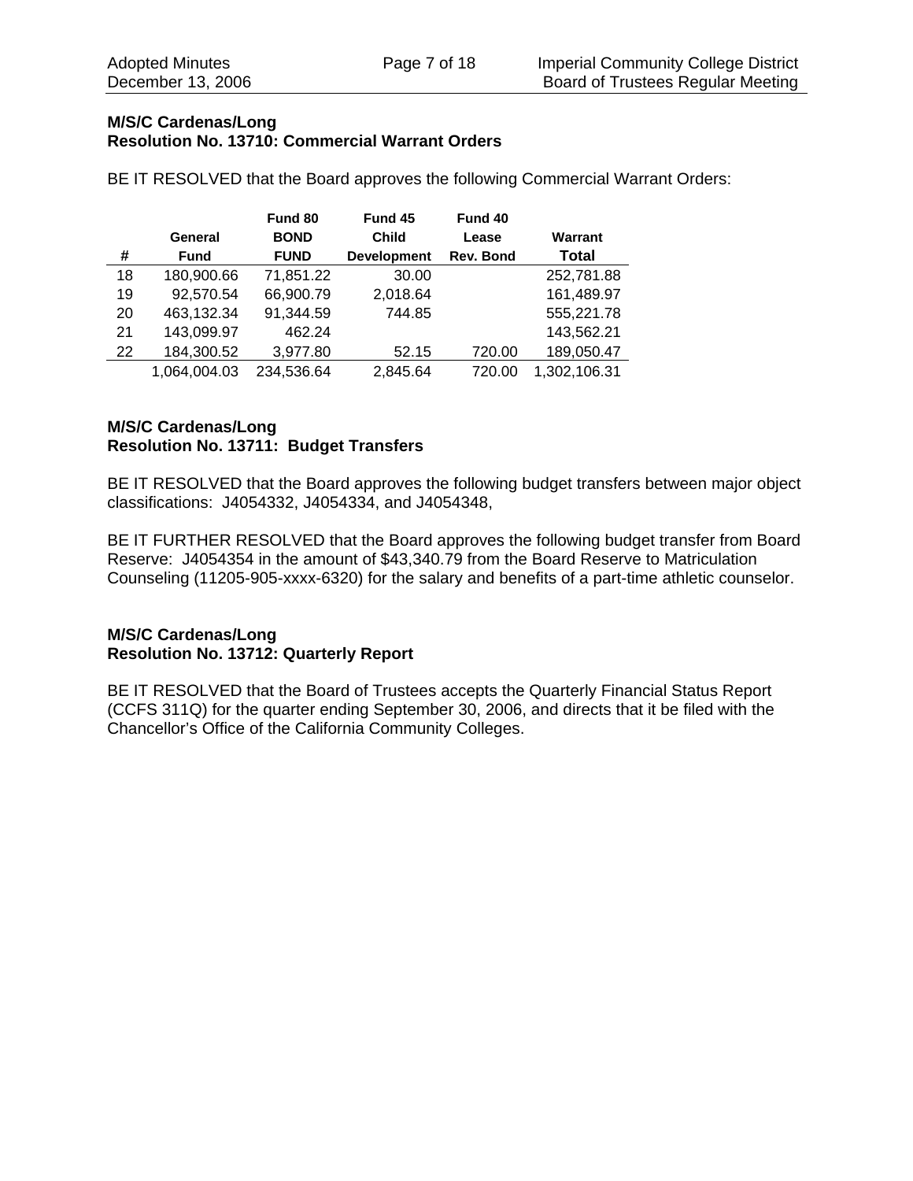**M/S/C Cardenas/Long**
**Resolution No. 13710: Commercial Warrant Orders**

BE IT RESOLVED that the Board approves the following Commercial Warrant Orders:

| # | General Fund | Fund 80 BOND FUND | Fund 45 Child Development | Fund 40 Lease Rev. Bond | Warrant Total |
|---|---|---|---|---|---|
| 18 | 180,900.66 | 71,851.22 | 30.00 | | 252,781.88 |
| 19 | 92,570.54 | 66,900.79 | 2,018.64 | | 161,489.97 |
| 20 | 463,132.34 | 91,344.59 | 744.85 | | 555,221.78 |
| 21 | 143,099.97 | 462.24 | | | 143,562.21 |
| 22 | 184,300.52 | 3,977.80 | 52.15 | 720.00 | 189,050.47 |
| | 1,064,004.03 | 234,536.64 | 2,845.64 | 720.00 | 1,302,106.31 |

**M/S/C Cardenas/Long**
**Resolution No. 13711: Budget Transfers**

BE IT RESOLVED that the Board approves the following budget transfers between major object classifications: J4054332, J4054334, and J4054348,

BE IT FURTHER RESOLVED that the Board approves the following budget transfer from Board Reserve: J4054354 in the amount of $43,340.79 from the Board Reserve to Matriculation Counseling (11205-905-xxxx-6320) for the salary and benefits of a part-time athletic counselor.

**M/S/C Cardenas/Long**
**Resolution No. 13712: Quarterly Report**

BE IT RESOLVED that the Board of Trustees accepts the Quarterly Financial Status Report (CCFS 311Q) for the quarter ending September 30, 2006, and directs that it be filed with the Chancellor's Office of the California Community Colleges.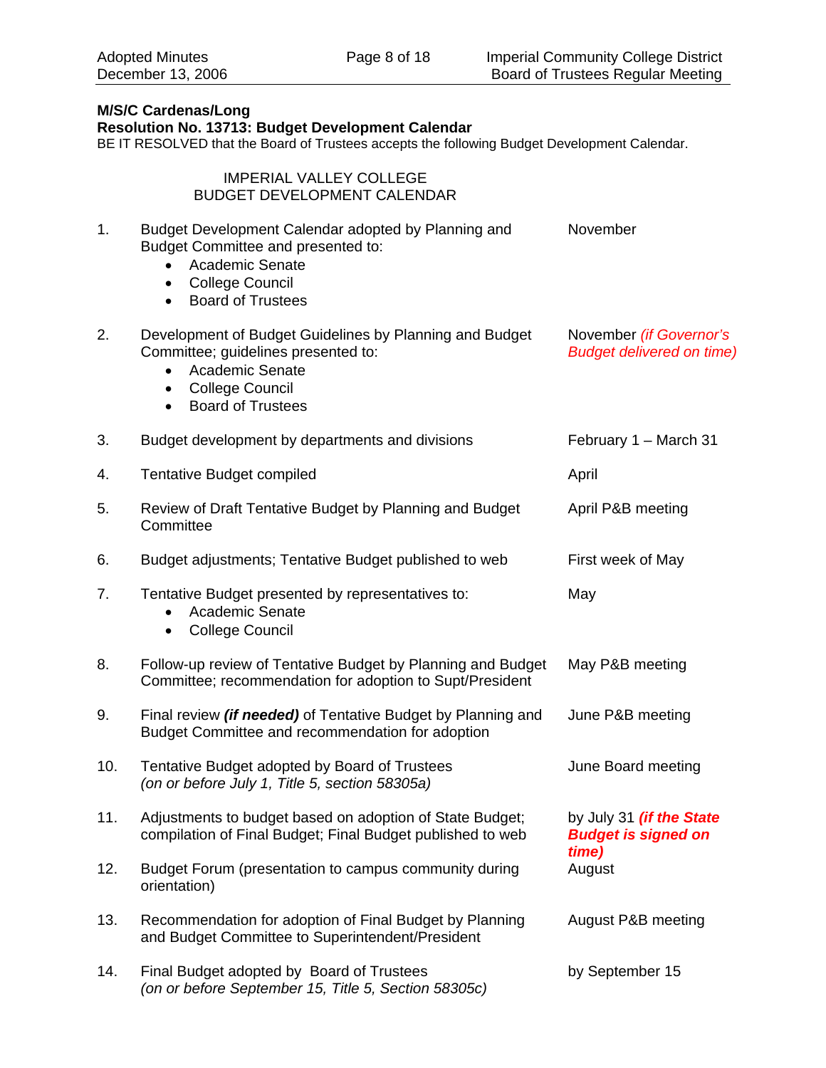**M/S/C Cardenas/Long**
**Resolution No. 13713: Budget Development Calendar**
BE IT RESOLVED that the Board of Trustees accepts the following Budget Development Calendar.

IMPERIAL VALLEY COLLEGE
BUDGET DEVELOPMENT CALENDAR

| # | Activity | Timeline |
|---|---|---|
| 1. | Budget Development Calendar adopted by Planning and Budget Committee and presented to: • Academic Senate • College Council • Board of Trustees | November |
| 2. | Development of Budget Guidelines by Planning and Budget Committee; guidelines presented to: • Academic Senate • College Council • Board of Trustees | November *(if Governor's Budget delivered on time)* |
| 3. | Budget development by departments and divisions | February 1 – March 31 |
| 4. | Tentative Budget compiled | April |
| 5. | Review of Draft Tentative Budget by Planning and Budget Committee | April P&B meeting |
| 6. | Budget adjustments; Tentative Budget published to web | First week of May |
| 7. | Tentative Budget presented by representatives to: • Academic Senate • College Council | May |
| 8. | Follow-up review of Tentative Budget by Planning and Budget Committee; recommendation for adoption to Supt/President | May P&B meeting |
| 9. | Final review ***(if needed)*** of Tentative Budget by Planning and Budget Committee and recommendation for adoption | June P&B meeting |
| 10. | Tentative Budget adopted by Board of Trustees *(on or before July 1, Title 5, section 58305a)* | June Board meeting |
| 11. | Adjustments to budget based on adoption of State Budget; compilation of Final Budget; Final Budget published to web | by July 31 ***(if the State Budget is signed on time)*** |
| 12. | Budget Forum (presentation to campus community during orientation) | August |
| 13. | Recommendation for adoption of Final Budget by Planning and Budget Committee to Superintendent/President | August P&B meeting |
| 14. | Final Budget adopted by Board of Trustees *(on or before September 15, Title 5, Section 58305c)* | by September 15 |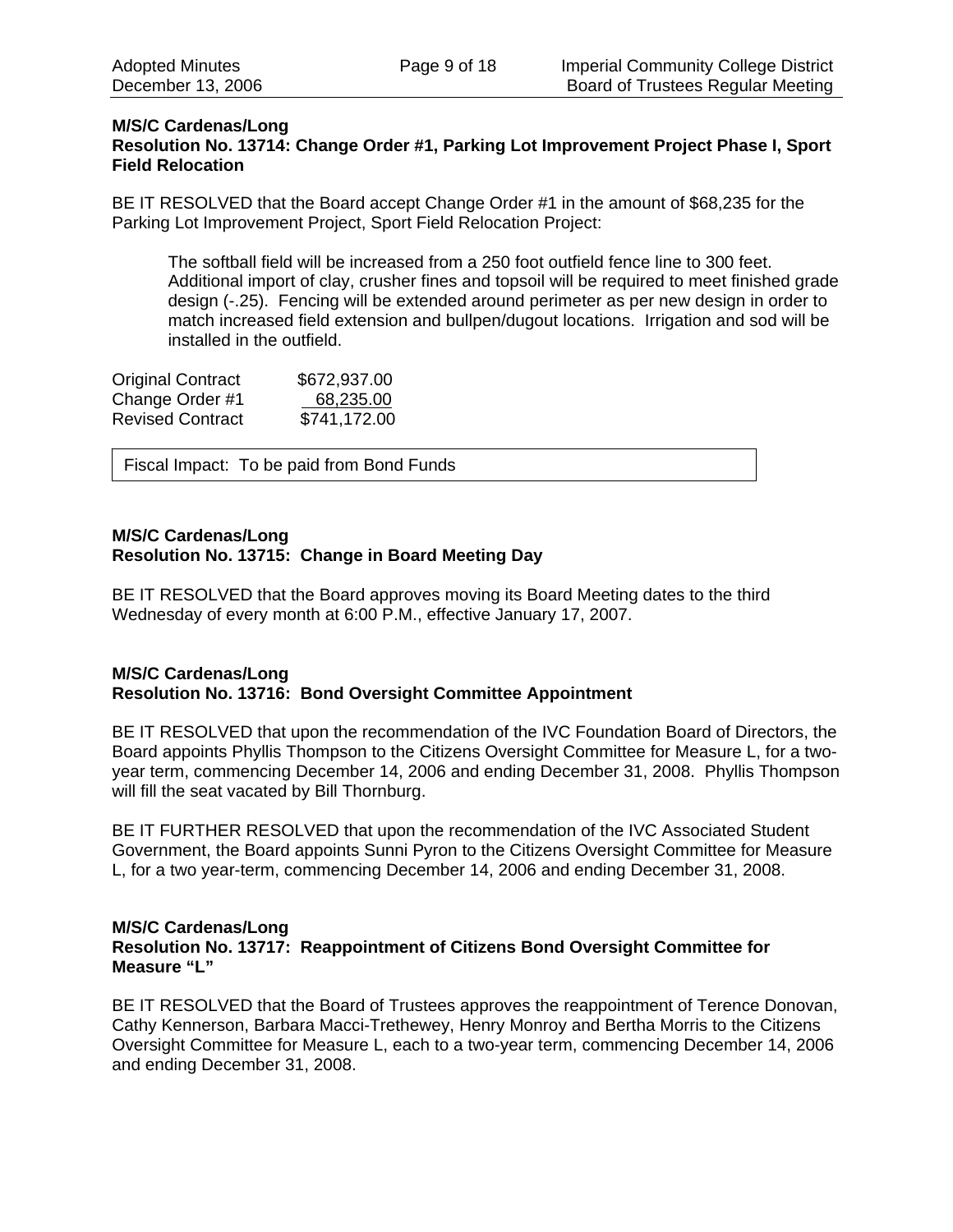**M/S/C Cardenas/Long**
**Resolution No. 13714: Change Order #1, Parking Lot Improvement Project Phase I, Sport Field Relocation**

BE IT RESOLVED that the Board accept Change Order #1 in the amount of $68,235 for the Parking Lot Improvement Project, Sport Field Relocation Project:

> The softball field will be increased from a 250 foot outfield fence line to 300 feet. Additional import of clay, crusher fines and topsoil will be required to meet finished grade design (-.25). Fencing will be extended around perimeter as per new design in order to match increased field extension and bullpen/dugout locations. Irrigation and sod will be installed in the outfield.

| | |
|---|---|
| Original Contract | $672,937.00 |
| Change Order #1 | 68,235.00 |
| Revised Contract | $741,172.00 |

Fiscal Impact: To be paid from Bond Funds

**M/S/C Cardenas/Long**
**Resolution No. 13715: Change in Board Meeting Day**

BE IT RESOLVED that the Board approves moving its Board Meeting dates to the third Wednesday of every month at 6:00 P.M., effective January 17, 2007.

**M/S/C Cardenas/Long**
**Resolution No. 13716: Bond Oversight Committee Appointment**

BE IT RESOLVED that upon the recommendation of the IVC Foundation Board of Directors, the Board appoints Phyllis Thompson to the Citizens Oversight Committee for Measure L, for a two-year term, commencing December 14, 2006 and ending December 31, 2008. Phyllis Thompson will fill the seat vacated by Bill Thornburg.

BE IT FURTHER RESOLVED that upon the recommendation of the IVC Associated Student Government, the Board appoints Sunni Pyron to the Citizens Oversight Committee for Measure L, for a two year-term, commencing December 14, 2006 and ending December 31, 2008.

**M/S/C Cardenas/Long**
**Resolution No. 13717: Reappointment of Citizens Bond Oversight Committee for Measure "L"**

BE IT RESOLVED that the Board of Trustees approves the reappointment of Terence Donovan, Cathy Kennerson, Barbara Macci-Trethewey, Henry Monroy and Bertha Morris to the Citizens Oversight Committee for Measure L, each to a two-year term, commencing December 14, 2006 and ending December 31, 2008.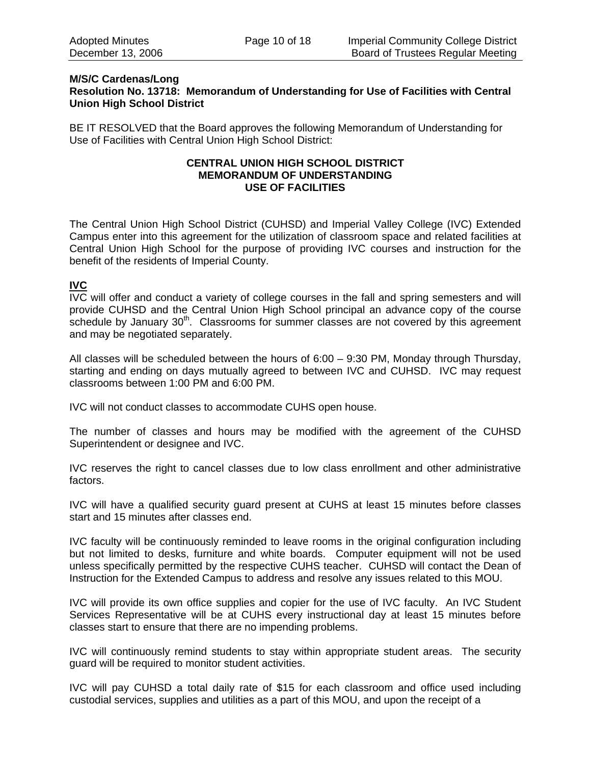**M/S/C Cardenas/Long**
**Resolution No. 13718: Memorandum of Understanding for Use of Facilities with Central Union High School District**

BE IT RESOLVED that the Board approves the following Memorandum of Understanding for Use of Facilities with Central Union High School District:

**CENTRAL UNION HIGH SCHOOL DISTRICT**
**MEMORANDUM OF UNDERSTANDING**
**USE OF FACILITIES**

The Central Union High School District (CUHSD) and Imperial Valley College (IVC) Extended Campus enter into this agreement for the utilization of classroom space and related facilities at Central Union High School for the purpose of providing IVC courses and instruction for the benefit of the residents of Imperial County.

**IVC**

IVC will offer and conduct a variety of college courses in the fall and spring semesters and will provide CUHSD and the Central Union High School principal an advance copy of the course schedule by January 30th. Classrooms for summer classes are not covered by this agreement and may be negotiated separately.

All classes will be scheduled between the hours of 6:00 – 9:30 PM, Monday through Thursday, starting and ending on days mutually agreed to between IVC and CUHSD. IVC may request classrooms between 1:00 PM and 6:00 PM.

IVC will not conduct classes to accommodate CUHS open house.

The number of classes and hours may be modified with the agreement of the CUHSD Superintendent or designee and IVC.

IVC reserves the right to cancel classes due to low class enrollment and other administrative factors.

IVC will have a qualified security guard present at CUHS at least 15 minutes before classes start and 15 minutes after classes end.

IVC faculty will be continuously reminded to leave rooms in the original configuration including but not limited to desks, furniture and white boards. Computer equipment will not be used unless specifically permitted by the respective CUHS teacher. CUHSD will contact the Dean of Instruction for the Extended Campus to address and resolve any issues related to this MOU.

IVC will provide its own office supplies and copier for the use of IVC faculty. An IVC Student Services Representative will be at CUHS every instructional day at least 15 minutes before classes start to ensure that there are no impending problems.

IVC will continuously remind students to stay within appropriate student areas. The security guard will be required to monitor student activities.

IVC will pay CUHSD a total daily rate of $15 for each classroom and office used including custodial services, supplies and utilities as a part of this MOU, and upon the receipt of a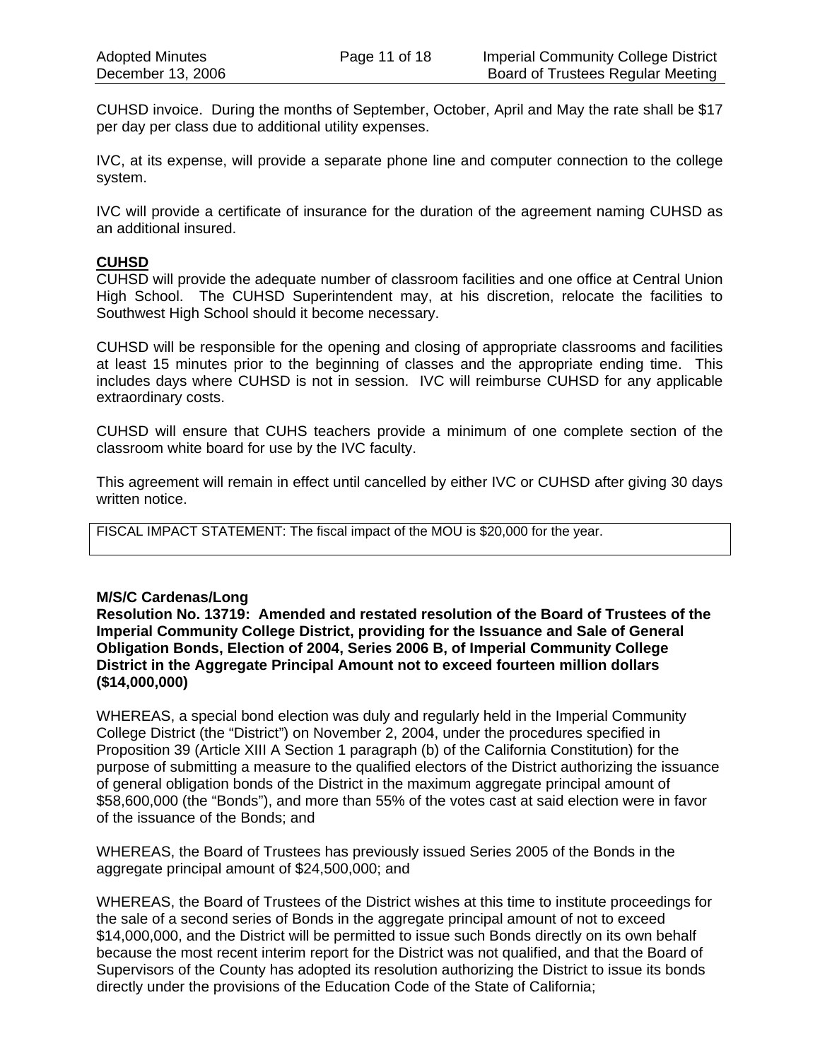CUHSD invoice. During the months of September, October, April and May the rate shall be $17 per day per class due to additional utility expenses.

IVC, at its expense, will provide a separate phone line and computer connection to the college system.

IVC will provide a certificate of insurance for the duration of the agreement naming CUHSD as an additional insured.

**CUHSD**

CUHSD will provide the adequate number of classroom facilities and one office at Central Union High School. The CUHSD Superintendent may, at his discretion, relocate the facilities to Southwest High School should it become necessary.

CUHSD will be responsible for the opening and closing of appropriate classrooms and facilities at least 15 minutes prior to the beginning of classes and the appropriate ending time. This includes days where CUHSD is not in session. IVC will reimburse CUHSD for any applicable extraordinary costs.

CUHSD will ensure that CUHS teachers provide a minimum of one complete section of the classroom white board for use by the IVC faculty.

This agreement will remain in effect until cancelled by either IVC or CUHSD after giving 30 days written notice.

| FISCAL IMPACT STATEMENT: The fiscal impact of the MOU is $20,000 for the year. |
| --- |

**M/S/C Cardenas/Long**

**Resolution No. 13719: Amended and restated resolution of the Board of Trustees of the Imperial Community College District, providing for the Issuance and Sale of General Obligation Bonds, Election of 2004, Series 2006 B, of Imperial Community College District in the Aggregate Principal Amount not to exceed fourteen million dollars ($14,000,000)**

WHEREAS, a special bond election was duly and regularly held in the Imperial Community College District (the "District") on November 2, 2004, under the procedures specified in Proposition 39 (Article XIII A Section 1 paragraph (b) of the California Constitution) for the purpose of submitting a measure to the qualified electors of the District authorizing the issuance of general obligation bonds of the District in the maximum aggregate principal amount of $58,600,000 (the "Bonds"), and more than 55% of the votes cast at said election were in favor of the issuance of the Bonds; and

WHEREAS, the Board of Trustees has previously issued Series 2005 of the Bonds in the aggregate principal amount of $24,500,000; and

WHEREAS, the Board of Trustees of the District wishes at this time to institute proceedings for the sale of a second series of Bonds in the aggregate principal amount of not to exceed $14,000,000, and the District will be permitted to issue such Bonds directly on its own behalf because the most recent interim report for the District was not qualified, and that the Board of Supervisors of the County has adopted its resolution authorizing the District to issue its bonds directly under the provisions of the Education Code of the State of California;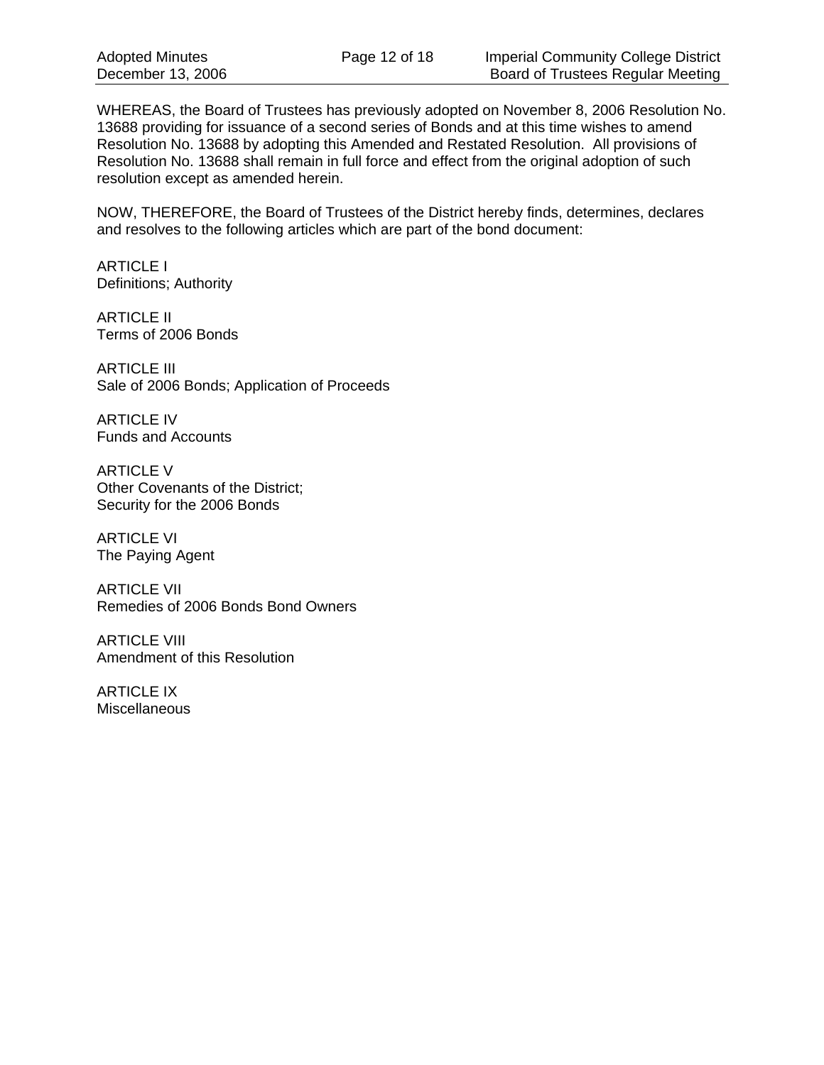WHEREAS, the Board of Trustees has previously adopted on November 8, 2006 Resolution No. 13688 providing for issuance of a second series of Bonds and at this time wishes to amend Resolution No. 13688 by adopting this Amended and Restated Resolution. All provisions of Resolution No. 13688 shall remain in full force and effect from the original adoption of such resolution except as amended herein.

NOW, THEREFORE, the Board of Trustees of the District hereby finds, determines, declares and resolves to the following articles which are part of the bond document:

ARTICLE I
Definitions; Authority

ARTICLE II
Terms of 2006 Bonds

ARTICLE III
Sale of 2006 Bonds; Application of Proceeds

ARTICLE IV
Funds and Accounts

ARTICLE V
Other Covenants of the District;
Security for the 2006 Bonds

ARTICLE VI
The Paying Agent

ARTICLE VII
Remedies of 2006 Bonds Bond Owners

ARTICLE VIII
Amendment of this Resolution

ARTICLE IX
Miscellaneous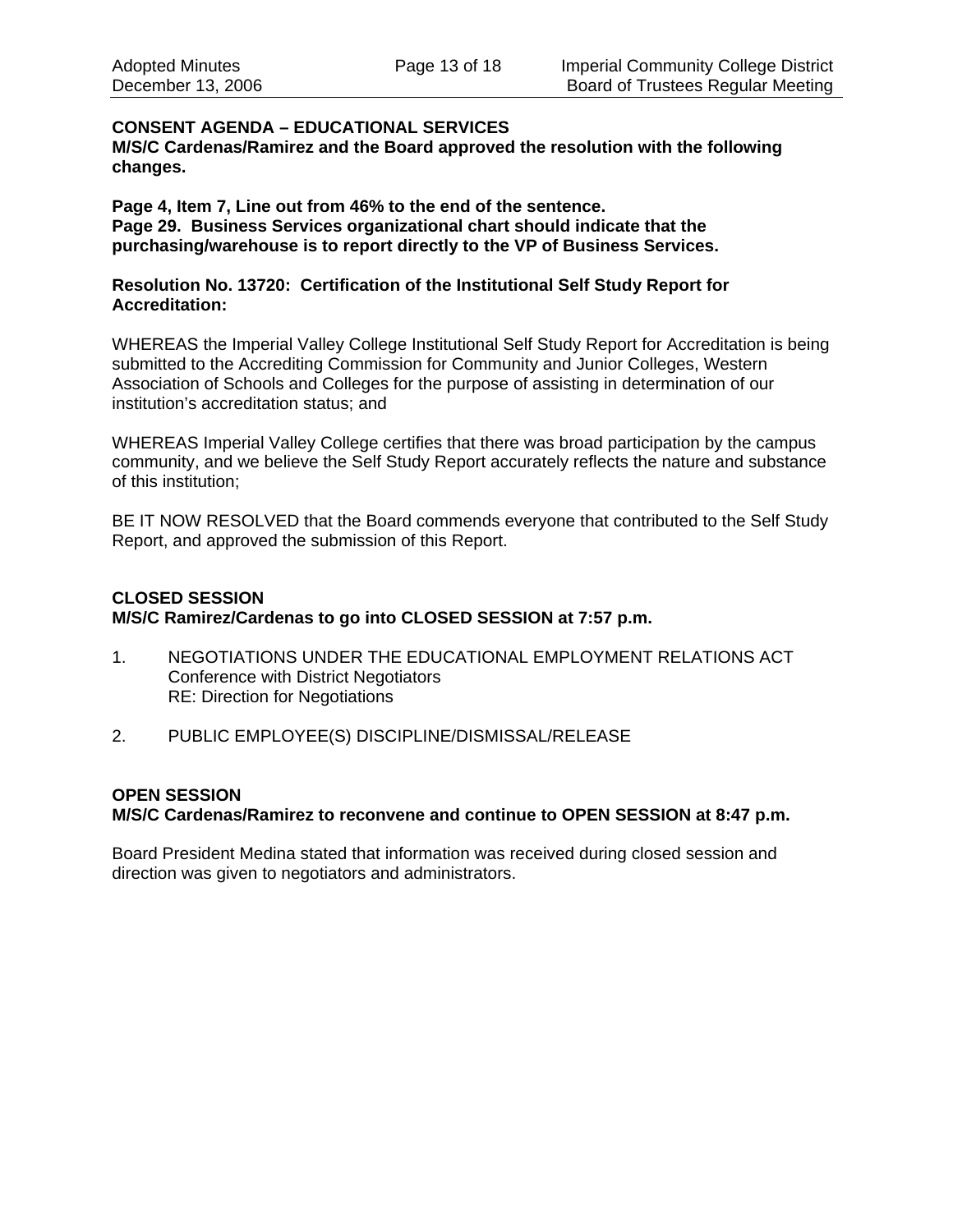**CONSENT AGENDA – EDUCATIONAL SERVICES**
**M/S/C Cardenas/Ramirez and the Board approved the resolution with the following changes.**

**Page 4, Item 7, Line out from 46% to the end of the sentence.**
**Page 29. Business Services organizational chart should indicate that the purchasing/warehouse is to report directly to the VP of Business Services.**

**Resolution No. 13720: Certification of the Institutional Self Study Report for Accreditation:**

WHEREAS the Imperial Valley College Institutional Self Study Report for Accreditation is being submitted to the Accrediting Commission for Community and Junior Colleges, Western Association of Schools and Colleges for the purpose of assisting in determination of our institution's accreditation status; and

WHEREAS Imperial Valley College certifies that there was broad participation by the campus community, and we believe the Self Study Report accurately reflects the nature and substance of this institution;

BE IT NOW RESOLVED that the Board commends everyone that contributed to the Self Study Report, and approved the submission of this Report.

**CLOSED SESSION**
**M/S/C Ramirez/Cardenas to go into CLOSED SESSION at 7:57 p.m.**

1. NEGOTIATIONS UNDER THE EDUCATIONAL EMPLOYMENT RELATIONS ACT
   Conference with District Negotiators
   RE: Direction for Negotiations

2. PUBLIC EMPLOYEE(S) DISCIPLINE/DISMISSAL/RELEASE

**OPEN SESSION**
**M/S/C Cardenas/Ramirez to reconvene and continue to OPEN SESSION at 8:47 p.m.**

Board President Medina stated that information was received during closed session and direction was given to negotiators and administrators.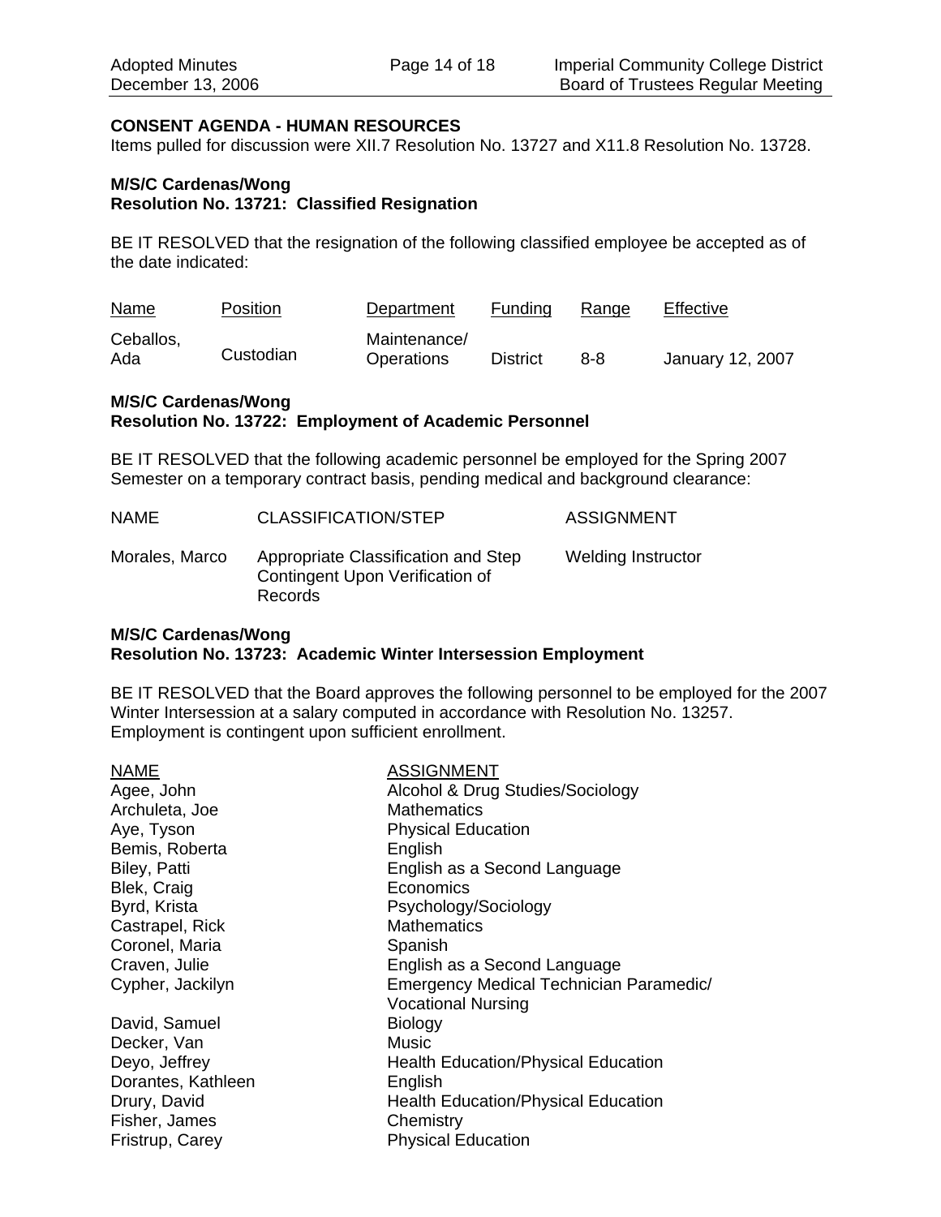**CONSENT AGENDA - HUMAN RESOURCES**

Items pulled for discussion were XII.7 Resolution No. 13727 and X11.8 Resolution No. 13728.

**M/S/C Cardenas/Wong**
**Resolution No. 13721: Classified Resignation**

BE IT RESOLVED that the resignation of the following classified employee be accepted as of the date indicated:

| Name | Position | Department | Funding | Range | Effective |
|---|---|---|---|---|---|
| Ceballos, Ada | Custodian | Maintenance/ Operations | District | 8-8 | January 12, 2007 |

**M/S/C Cardenas/Wong**
**Resolution No. 13722: Employment of Academic Personnel**

BE IT RESOLVED that the following academic personnel be employed for the Spring 2007 Semester on a temporary contract basis, pending medical and background clearance:

| NAME | CLASSIFICATION/STEP | ASSIGNMENT |
|---|---|---|
| Morales, Marco | Appropriate Classification and Step Contingent Upon Verification of Records | Welding Instructor |

**M/S/C Cardenas/Wong**
**Resolution No. 13723: Academic Winter Intersession Employment**

BE IT RESOLVED that the Board approves the following personnel to be employed for the 2007 Winter Intersession at a salary computed in accordance with Resolution No. 13257. Employment is contingent upon sufficient enrollment.

| NAME | ASSIGNMENT |
|---|---|
| Agee, John | Alcohol & Drug Studies/Sociology |
| Archuleta, Joe | Mathematics |
| Aye, Tyson | Physical Education |
| Bemis, Roberta | English |
| Biley, Patti | English as a Second Language |
| Blek, Craig | Economics |
| Byrd, Krista | Psychology/Sociology |
| Castrapel, Rick | Mathematics |
| Coronel, Maria | Spanish |
| Craven, Julie | English as a Second Language |
| Cypher, Jackilyn | Emergency Medical Technician Paramedic/ Vocational Nursing |
| David, Samuel | Biology |
| Decker, Van | Music |
| Deyo, Jeffrey | Health Education/Physical Education |
| Dorantes, Kathleen | English |
| Drury, David | Health Education/Physical Education |
| Fisher, James | Chemistry |
| Fristrup, Carey | Physical Education |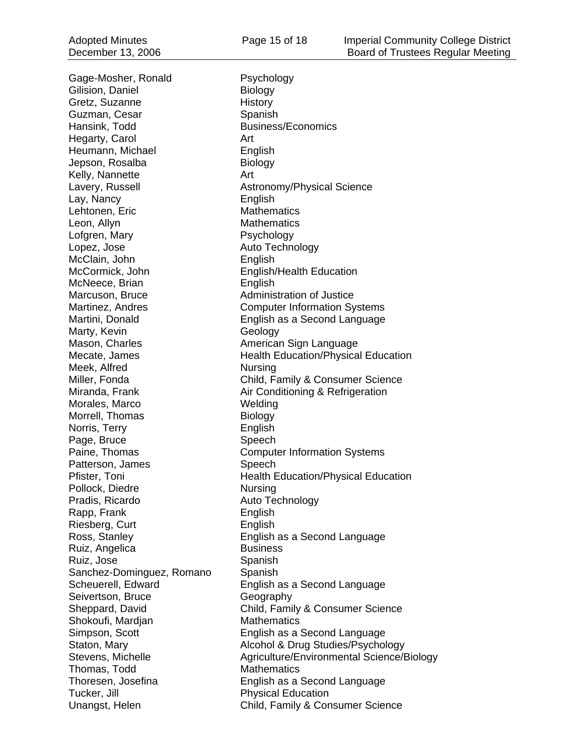| | |
|---|---|
| Gage-Mosher, Ronald | Psychology |
| Gilision, Daniel | Biology |
| Gretz, Suzanne | History |
| Guzman, Cesar | Spanish |
| Hansink, Todd | Business/Economics |
| Hegarty, Carol | Art |
| Heumann, Michael | English |
| Jepson, Rosalba | Biology |
| Kelly, Nannette | Art |
| Lavery, Russell | Astronomy/Physical Science |
| Lay, Nancy | English |
| Lehtonen, Eric | Mathematics |
| Leon, Allyn | Mathematics |
| Lofgren, Mary | Psychology |
| Lopez, Jose | Auto Technology |
| McClain, John | English |
| McCormick, John | English/Health Education |
| McNeece, Brian | English |
| Marcuson, Bruce | Administration of Justice |
| Martinez, Andres | Computer Information Systems |
| Martini, Donald | English as a Second Language |
| Marty, Kevin | Geology |
| Mason, Charles | American Sign Language |
| Mecate, James | Health Education/Physical Education |
| Meek, Alfred | Nursing |
| Miller, Fonda | Child, Family & Consumer Science |
| Miranda, Frank | Air Conditioning & Refrigeration |
| Morales, Marco | Welding |
| Morrell, Thomas | Biology |
| Norris, Terry | English |
| Page, Bruce | Speech |
| Paine, Thomas | Computer Information Systems |
| Patterson, James | Speech |
| Pfister, Toni | Health Education/Physical Education |
| Pollock, Diedre | Nursing |
| Pradis, Ricardo | Auto Technology |
| Rapp, Frank | English |
| Riesberg, Curt | English |
| Ross, Stanley | English as a Second Language |
| Ruiz, Angelica | Business |
| Ruiz, Jose | Spanish |
| Sanchez-Dominguez, Romano | Spanish |
| Scheuerell, Edward | English as a Second Language |
| Seivertson, Bruce | Geography |
| Sheppard, David | Child, Family & Consumer Science |
| Shokoufi, Mardjan | Mathematics |
| Simpson, Scott | English as a Second Language |
| Staton, Mary | Alcohol & Drug Studies/Psychology |
| Stevens, Michelle | Agriculture/Environmental Science/Biology |
| Thomas, Todd | Mathematics |
| Thoresen, Josefina | English as a Second Language |
| Tucker, Jill | Physical Education |
| Unangst, Helen | Child, Family & Consumer Science |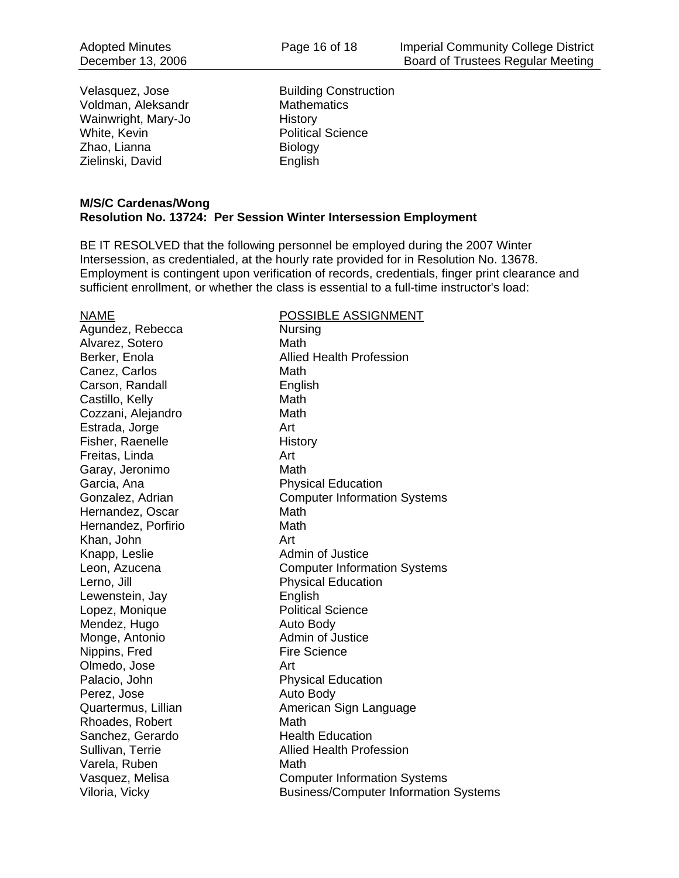| | |
|---|---|
| Velasquez, Jose | Building Construction |
| Voldman, Aleksandr | Mathematics |
| Wainwright, Mary-Jo | History |
| White, Kevin | Political Science |
| Zhao, Lianna | Biology |
| Zielinski, David | English |

**M/S/C Cardenas/Wong**
**Resolution No. 13724: Per Session Winter Intersession Employment**

BE IT RESOLVED that the following personnel be employed during the 2007 Winter Intersession, as credentialed, at the hourly rate provided for in Resolution No. 13678. Employment is contingent upon verification of records, credentials, finger print clearance and sufficient enrollment, or whether the class is essential to a full-time instructor's load:

| NAME | POSSIBLE ASSIGNMENT |
|---|---|
| Agundez, Rebecca | Nursing |
| Alvarez, Sotero | Math |
| Berker, Enola | Allied Health Profession |
| Canez, Carlos | Math |
| Carson, Randall | English |
| Castillo, Kelly | Math |
| Cozzani, Alejandro | Math |
| Estrada, Jorge | Art |
| Fisher, Raenelle | History |
| Freitas, Linda | Art |
| Garay, Jeronimo | Math |
| Garcia, Ana | Physical Education |
| Gonzalez, Adrian | Computer Information Systems |
| Hernandez, Oscar | Math |
| Hernandez, Porfirio | Math |
| Khan, John | Art |
| Knapp, Leslie | Admin of Justice |
| Leon, Azucena | Computer Information Systems |
| Lerno, Jill | Physical Education |
| Lewenstein, Jay | English |
| Lopez, Monique | Political Science |
| Mendez, Hugo | Auto Body |
| Monge, Antonio | Admin of Justice |
| Nippins, Fred | Fire Science |
| Olmedo, Jose | Art |
| Palacio, John | Physical Education |
| Perez, Jose | Auto Body |
| Quartermus, Lillian | American Sign Language |
| Rhoades, Robert | Math |
| Sanchez, Gerardo | Health Education |
| Sullivan, Terrie | Allied Health Profession |
| Varela, Ruben | Math |
| Vasquez, Melisa | Computer Information Systems |
| Viloria, Vicky | Business/Computer Information Systems |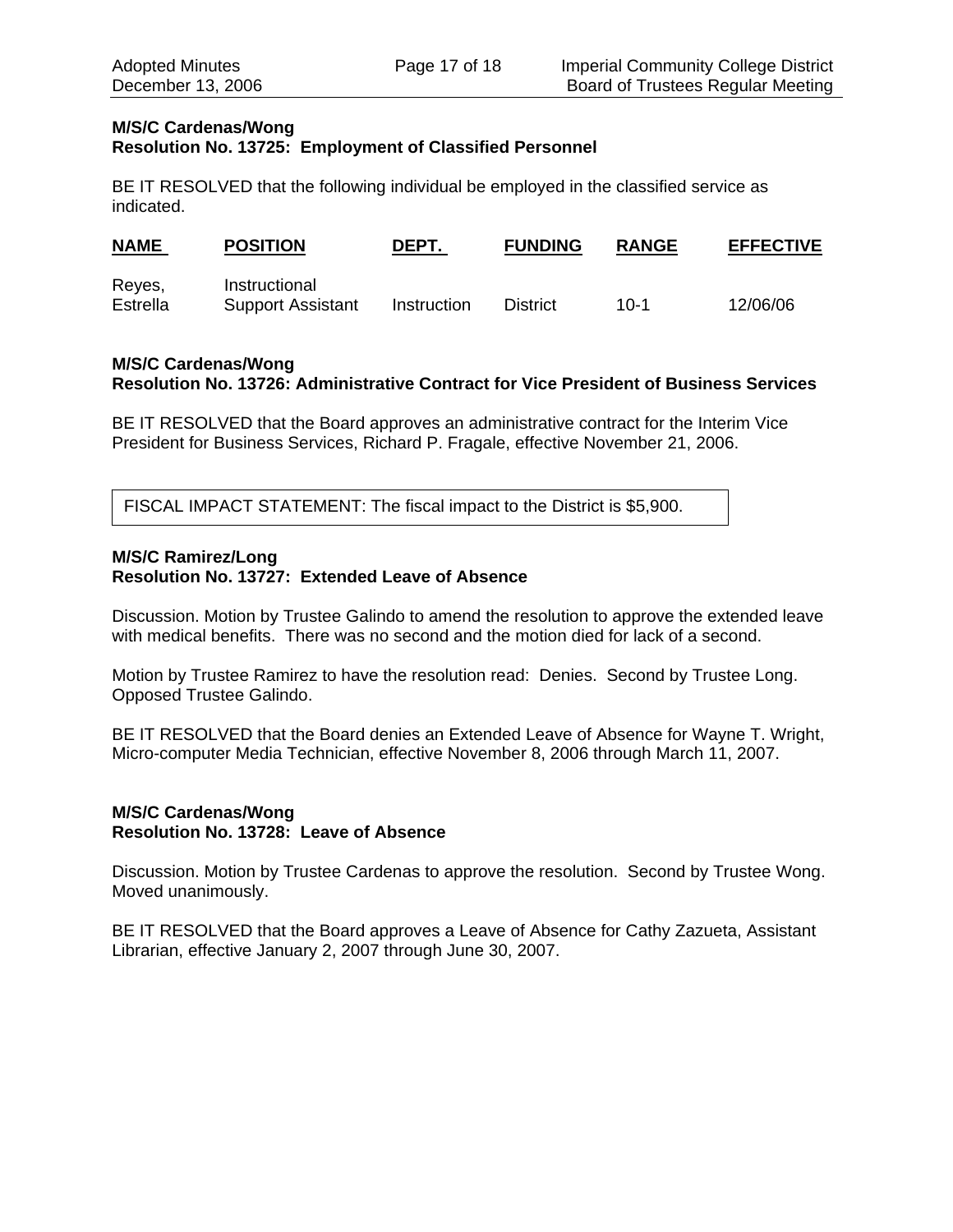**M/S/C Cardenas/Wong**
**Resolution No. 13725: Employment of Classified Personnel**

BE IT RESOLVED that the following individual be employed in the classified service as indicated.

| NAME | POSITION | DEPT. | FUNDING | RANGE | EFFECTIVE |
|---|---|---|---|---|---|
| Reyes, Estrella | Instructional Support Assistant | Instruction | District | 10-1 | 12/06/06 |

**M/S/C Cardenas/Wong**
**Resolution No. 13726: Administrative Contract for Vice President of Business Services**

BE IT RESOLVED that the Board approves an administrative contract for the Interim Vice President for Business Services, Richard P. Fragale, effective November 21, 2006.

FISCAL IMPACT STATEMENT: The fiscal impact to the District is $5,900.

**M/S/C Ramirez/Long**
**Resolution No. 13727: Extended Leave of Absence**

Discussion. Motion by Trustee Galindo to amend the resolution to approve the extended leave with medical benefits. There was no second and the motion died for lack of a second.

Motion by Trustee Ramirez to have the resolution read: Denies. Second by Trustee Long. Opposed Trustee Galindo.

BE IT RESOLVED that the Board denies an Extended Leave of Absence for Wayne T. Wright, Micro-computer Media Technician, effective November 8, 2006 through March 11, 2007.

**M/S/C Cardenas/Wong**
**Resolution No. 13728: Leave of Absence**

Discussion. Motion by Trustee Cardenas to approve the resolution. Second by Trustee Wong. Moved unanimously.

BE IT RESOLVED that the Board approves a Leave of Absence for Cathy Zazueta, Assistant Librarian, effective January 2, 2007 through June 30, 2007.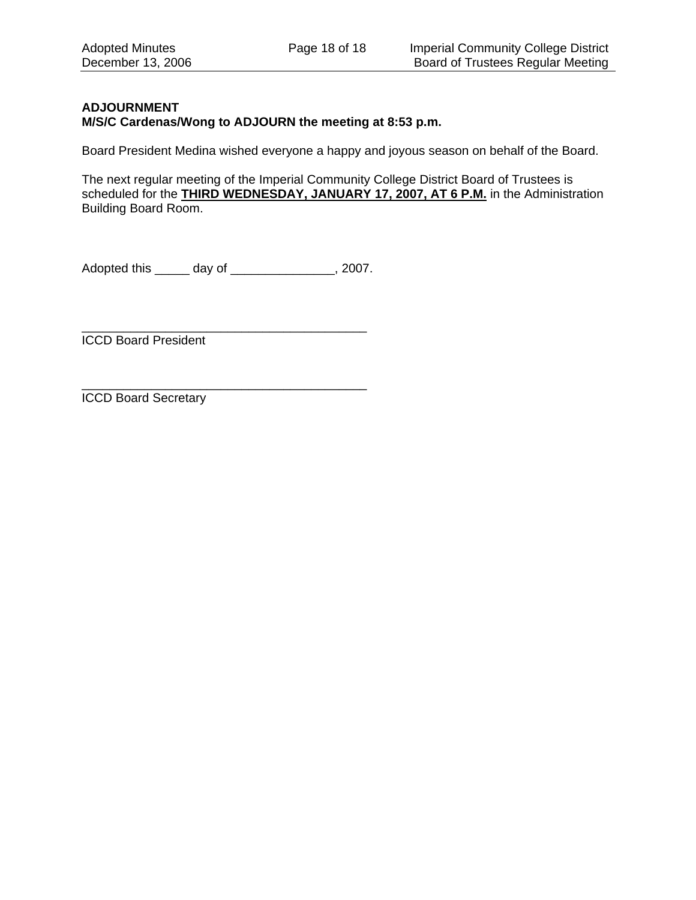**ADJOURNMENT**
**M/S/C Cardenas/Wong to ADJOURN the meeting at 8:53 p.m.**

Board President Medina wished everyone a happy and joyous season on behalf of the Board.

The next regular meeting of the Imperial Community College District Board of Trustees is scheduled for the **THIRD WEDNESDAY, JANUARY 17, 2007, AT 6 P.M.** in the Administration Building Board Room.

Adopted this _____ day of _______________, 2007.

___________________________________________
ICCD Board President

___________________________________________
ICCD Board Secretary